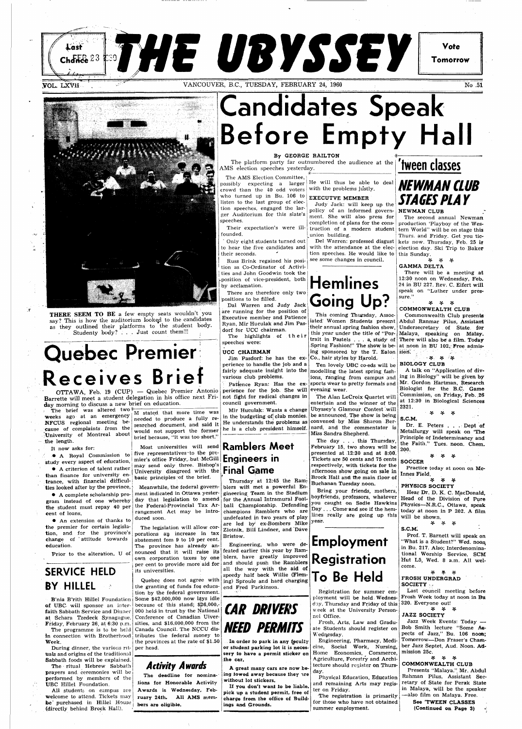# THE UBYSSEY

Vote Tomorrow

VOL. LXVII — VANCOUVER, B.C., TUESDAY, FEBRUARY 24, 1960 — No. 51

**THERE SEEM TO BE** a few empty seats wouldn't you say? This is how the auditorium looked to the candidates as they outlined their platforms to the student body. Studenty body? . . . Just count them!!!

# Candidates Speak Before Empty Hall

By GEORGE RAILTON

The platform party far outnumbered the audience at the AMS election speeches yesterday.

The AMS Election Committee, possibly expecting a larger crowd than the 40 odd voters who turned up in Bu. 106 to listen to the last group of election speeches, engaged the larger Auditorium for this slate's speeches.

Their expectation's were ill-founded.

Only eight students turned out to hear the five candidates and their seconds.

Russ Brink regained his position as Co-Ordinator of Activities and John Goodwin took the position of vice-president, both by acclamation.

There are therefore only two positions to be filled.

Dal Warren and Judy Jack are running for the position of Executive member and Patience Ryan, Mir Huculak and Jim Pasdorf for UCC chairman.

The highlights of their speeches were:

**UCC CHAIRMAN**

Jim Pasdorf: he has the experience to handle the job and a fairly adequate insight into the various club problems.

Patience Ryan: Has the experience for the job. She will not fight for radical changes in council government.

Mir Huculak: Wants a change in the budgeting of club monies. He understands the problems as he is a club president himself. He will thus be able to deal with the problems justly.

**EXECUTVE MEMBER**

Judy Jack: will keep up the policy of an informed government. She will also press for completion of plans for the construction of a modern student union building.

Del Warren: professed disgust with the attendance at the election speeches. He would like to see some changes in council.

# Quebec Premier Receives Brief

OTTAWA, Feb. 19 (CUP) — Quebec Premier Antonio Barrette will meet a student delegation in his office next Friday morning to discuss a new brief on education.

The brief was altered two weeks ago at an emergency NFCUS regional meeting because of complaints from the University of Montreal about the length.

It now asks for:

- A Royal Commission to study every aspect of education,
- A criterion of talent rather than finance for university entrance, with financial difficulties looked after by the province,
- A complete scholarship program instead of one whereby the student must repay 40 per cent of loans,
- An extension of thanks to the premier for certain legislation, and for the province's change of attitude towards education.

Prior to the alteration, U of M stated that more time was needed to produce a fully researched document, and said it would not support the former brief because, "it was too short."

Most universities will send five representatives to the premier's office Friday, but McGill may send only three. Bishop's University disagreed with the basic principles of the brief.

Meanwhile, the federal government indicated in Ottawa yesterday that legislation to amend the Federal-Provincial Tax Arrangement Act may be introduced soon.

The legislation will allow corporations an increase in tax abatement fom 9 to 10 per cent. The province has already announced that it will raise its own corporation taxes by one per cent to provide more aid for its universities.

Quebec does not agree with the granting of funds for education by the federal government. Some $42,000,000 now lays idle because of this stand; $26,000,000 held in trust by the National Conference of Canadian Universities, and $16,000,000 from the Canada Council. The NCCU distributes the federal money to the provinces at the rate of $1.50 per head.

## SERVICE HELD BY HILLEL

B'nia B'rith Hillel Foundation of UBC will sponsor an inter-faith Sabbath Service and Dinner at Schara Tzedeck Synagogue, Friday, February 26, at 6:30 p.m.

The programme is to be held in connection with Brotherhood Week.

During dinner, the various rituals and origins of the traditional Sabbath foods will be explained.

The ritual Hebrew Sabbath prayers and ceremonies will be performed by members of the UBC Hillel Foundation.

All students on campus are welcome to attend. Tickets may be purchased in Hillel House (directly behind Brock Hall).

## Ramblers Meet Engineers in Final Game

Thursday at 12:45 the Ramblers will meet a powerful Engineering Team in the Stadium for the Annual Intramural Football Championship. Defending champions Ramblers who are undefeated in two years of play are led by ex-Bombers Mike Zlotnik, Bill Lindner, and Dave Bristow.

Engineering, who were defeated earlier this year by Ramblers, have greatly improved and should push the Ramblers all the way with the aid of speedy half back Willie (Flemming) Sproule and hard charging end Fred Parkinson.

## *Activity Awards*

**The deadline for nominations for Honorable Activity Awards is Wednesday, February 24th. All AMS members are eligible.**

# Hemlines Going Up?

This coming Thursday, Associated Women Students present their annual spring fashion show, this year under the title of "Portrait in Pastels . . . a study of Spring Fashion!" The show is being sponsored by the T. Eaton Co., hair styles by Harold.

Ten lovely UBC co-eds will be modelling the latest spring fashions, ranging from campus and sports wear to pretty formals and evening wear.

The Alan LeCroix Quartet will entertain and the winner of the Ubyssey's Glamour Contest will be announced. The show is being convened by Miss Sharon Bernard, and the commentator is Miss Sandra Shepherd.

The day . . . this Thursday, February 15, two shows will be presented at 12:30 and at 8:00. Tickets are 50 cents and 75 cents respectively, with tickets for the afternoon show going on sale in Brock Hall and the main floor of Buchanan Tuesday noon.

Bring your friends, mothers, boyfriends, professors, whatever you caught on Sadie Hawkins Day . . . Come and see if the hemlines really are going up this year.

# CAR DRIVERS NEED PERMITS

**In order to park in any faculty or student parking lot it is necessary to have a permit sticker on the car.**

**A great many cars are now being towed away because they are without lot stickers.**

**If you don't want to be liable, pick up a student permit, free of charge from the office of Buildings and Grounds.**

# Employment Registration To Be Held

Registration for summer employment will be held Wednesday, Thursday and Friday of this week at the University Personnel Office.

Frosh, Arts, Law and Graduate Students should register on Wednesday.

Engineering, Pharmacy, Medicine, Social Work, Nursing, Home Economics, Commerce, Agriculture, Forestry and Architecture should register on Thursday.

Physical Education, Education and remaining Arts may register on Friday.

The registration is primarily for those who have not obtained summer employment.

# 'tween classes

## NEWMAN CLUB STAGES PLAY

**NEWMAN CLUB**

The second annual Newman production 'Playboy of the Western World" will be on stage this Thurs. and Friday. Get you tickets now. Thursday, Feb. 25 is election day. Ski Trip to Baker this Sunday.

\* \* \*

**GAMMA DELTA**

There will be a meeting at 12:30 noon on Wednesday, Feb. 24 in BU 227. Rev. C. Eifert will speak on "Luther under pressure."

\* \* \*

**COMMONWEALTH CLUB**

Commonwealth Club presents Abdul Ranmar Pilus, Assistant Undersecretary of State for Malaya, speaking on Malay. There will also be a film. Today at noon in BU 102. Free admission.

\* \* \*

**BIOLOGY CLUB**

A talk on "Application of diving in Biology" will be given by Mr. Gordon Hartman, Research Biologist for the B.C. Game Commission, on Friday, Feb. 26 at 12:30 in Biological Sciences 2321.

\* \* \*

**S.C.M.**

Dr. E. Peters . . . Dept of Metallurgy will speak on 'The Principle of Indeterminacy and the Faith." Tues. noon. Chem. 200.

\* \* \*

**SOCCER**

Practice today at noon on McInnes Field.

\* \* \*

**PHYSICS SOCIETY**

Hear Dr. D. K. C. MacDonald, Head of the Division of Pure Physics—N.R.C., Ottawa, speak today at noon in P 202. A film will be shown.

\* \* \*

**S.C.M.**

Prof. T. Barnett will speak on "What is a Student?" Wed. noon in Bu. 217. Also; Interdenominational Worship Service, SCM Hut L5, Wed. 8 a.m. All welcome.

\* \* \*

**FROSH UNDERGRAD SOCIETY**

Last council meeting before Frosh Week today at noon in Bu 320. Everyone out!

\* \* \*

**JAZZ SOCIETY**

Jazz Week Events: Today — Bob Smith lecture "Some Aspects of Jazz," Bu. 106 noon; Tomorrow—Don Fraser's Chamber Jazz Septet, Aud. Noon. Admission 25c.

\* \* \*

**COMMONWEALTH CLUB**

Presents "Malaya." Mr. Abdul Rahman Pilus, Assistant Secretary of State for Perak State in Malaya, will be the speaker —also film on Malaya. Free.

**See 'TWEEN CLASSES (Continued on Page 3)**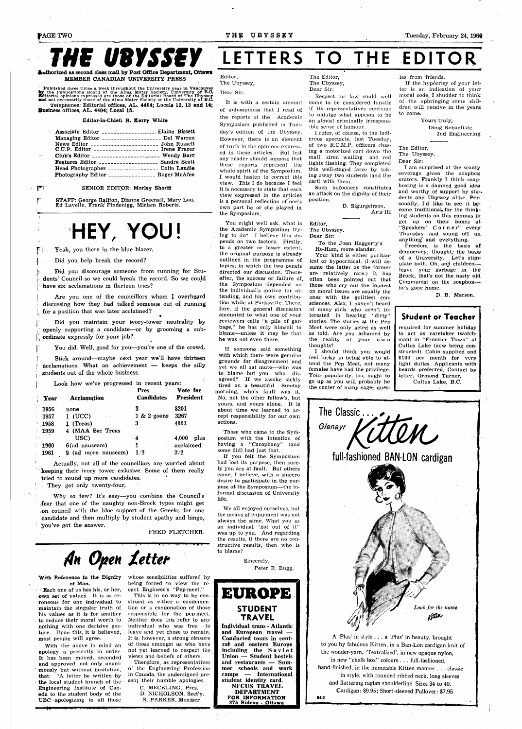# THE UBYSSEY

**Authorized as second class mail by Post Office Department, Ottawa**
**MEMBER CANADIAN UNIVERSITY PRESS**

Published three times a week throughout the University year in Vancouver by the Publications Board of the Alma Mater Society, University of B.C. Editorial opinions expressed are those of the Editorial Board of The Ubyssey and not necessarily those of the Alma Mater Society or the University of B.C.
Telephones: Editorial offices, AL. 4404; Locals 12, 13 and 14; Business offices, AL. 4404; Local 15.

**Editor-in-Chief: R. Kerry White**

| | |
|---|---|
| Associate Editor | Elaine Bissett |
| Managing Editor | Del Warren |
| News Editor | John Russell |
| C.U.P. Editor | Irene Frazer |
| Club's Editor | Wendy Barr |
| Features Editor | Sandra Scott |
| Head Photographer | Colin Landie |
| Photography Editor | Roger McAfee |

SENIOR EDITOR: Morley Shortt

STAFF: George Railton, Dianne Greenall, Mary Lou, Ed Lavelle, Frank Findenigg, Miriam Roberts.

## HEY, YOU!

Yeah, you there in the blue blazer.

Did you help break the record?

Did you discourage someone from running for Students' Council so we could break the record. So we could have six acclamations in thirteen tries?

Are you one of the councillors whom I overheard discussing how they had talked someone out of running for a position that was later acclaimed?

Did you maintain your ivory-tower neutrality by openly supporting a candidate—or by grooming a subordinate expressly for your job?

You did. Well, good for you—you're one of the crowd.

Stick around—maybe next year we'll have thirteen acclamations. What an achievement — keeps the silly students out of the whole business.

Look how we've progressed in recent years:

| Year | Acclamation | Pres Candidates | Vote for President |
|---|---|---|---|
| 1956 | none | 3 | 3201 |
| 1957 | 1 (UCC) | 1 & 2 goons | 3267 |
| 1958 | 1 (Treas) | 3 | 4003 |
| 1959 | 4 (MAA Sec Treas USC) | 4 | 4,000 plus |
| 1960 | 6(ad nauseam) | 1 | acclaimed |
| 1961 | 9 (ad more nauseam) | 1/2 | 3/2 |

Actually, not all of the councillors are worried about keeping their ivory tower exlusive. Some of them really tried to round up more candidates.

They got only twenty-four.

Why so few? It's easy—you combine the Council's fear that one of the naughty non-Brock types might get on council with the bloc support of the Greeks for one candidate and then multiply by student apathy and bingo, you've got the answer.

FRED FLETCHER.

## An Open Letter

**With Reference to the Dignity of Man.**

Each one of us has his, or her, own set of values. It is as erroneous for one individual to maintain the singular truth of his values as it is for another to reduce their moral worth to nothing with one derisive gesture. Upon this, it is believed, most people will agree.

With the above in mind an apology is presently in order. It has been moved, seconded and approved, not only unanimously but without hesitation, that: "A letter be written by the local student branch of the Engineering Institute of Canada to the student body of the UBC apologizing to all those whose sensibilities suffered by being forced to view the recent Engineer's "Pep-meet."

This is in no way to be construed as either a condemnation or a condonation of those responsible for the pep-meet. Neither does this refer to any individual who was free to leave and yet chose to remain. It is, however, a strong censure of those amongst us who have not yet learned to respect the views and beliefs of others.

Therefore, as representatives of the Engineering Profession in Canada, the undersigned present their humble apologies.

C. MECKLING, Pres.
D. NICHOLSON, Sect'y.
R. PARKER, Member

# LETTERS TO THE EDITOR

Editor,
The Ubyssey,

Dear Sir:

It is with a certain amount of unhappiness that I read of the reports of the Academic Symposium published in Tuesday's edition of the Ubyssey. However, there is an element of truth in the opinions expressed in these articles. But lest any reader should suppose that these reports represent the whole spirit of the Symposium, I would hasten to correct this view. This I do because I feel it is necessary to state that each view expressed in the articles is a personal reflection of one's own part he or she played in the Symposium.

You might well ask, what is the Academic Symposium trying to do? I believe this depends on two factors. Firstly, to a greater or lesser extent, the original purpose is already outlined in the programme of topics; in which the two panels directed our discussion. Thereafter, the success or failure of the Symposium depended on the individual's motive for attending, and his own contribution while at Parksville. Therefore, if the general discussion amounted to what one of your reviewers calls "a pile of garbage," he has only himself to blame—unless it may be that he was not even there.

If someone said something with which there were genuine grounds for disagreement and yet we all sat mute—who was to blame but you who disagreed? If we awoke sickly tired on a beautiful Sunday morning, who's fault was it. No, not the other fellow's, but yours, and yours alone. It is about time we learned to accept responsibility for our own actions.

Those who came to the Symposium with the intention of having a "Cacophany" (and some did) had just that.

If you felt the Symposium had lost its purpose, then surely you are at fault. But others came, I believe, with a sincere desire to participate in the purpose of the Symposium—the informal discussion of University life.

We all enjoyed ourselves, but the means of enjoyment was not always the same. What you as an individual "got out of it" was up to you. And regarding the results, if there are no constructive results, then who is to blame?

Sincerely,
Peter R. Bugg.

---

The Editor,
The Ubyssey,
Dear Sir:

Respect for law could well come to be considered lunatic if its representatives continue to indulge what appears to be an almost criminally irresponsible sense of humour.

I refer, of course, to the ludicrous spectacle, last Tuesday, of two R.C.M.P. officers chasing a motorized cart down the mall, siren wailing and red lights flashing. They completed this well-staged farce by taking away two students (and the cart) with them.

Such bufoonery constitutes an attack on the dignity of their position.

D. Sigurgeirson,
Arts III

---

Editor,
The Ubyssey.
Dear Sir:

To the Joan Haggerty's
Ho-Hum, more slander.

Your kind is either puritanical or hypocritical. (I will assume the latter as the former are relatively rare.) It has often been pointed out that those who cry out the loudest on moral issues are usually the ones with the guiltiest consciences. Also, I haven't heard of many girls who aren't interested in hearing "dirty" stories. The stories at the Pep Meet were only acted as well as told. Are you ashamed by the reality of your own thoughts?

I should think you would feel lucky in being able to attend the Pep Meet, not many females have had the privilege. Your popularity, too, ought to go up as you will probably be the center of many eager queries from friends.

If the hypocrisy of your letter is an indication of your moral code, I shudder to think of the upbringing some children will receive in the years to come.

Yours truly,
Doug Rebagliate
2nd Engineering

---

The Editor,
The Ubyssey.
Dear Sir:

I am surprised at the scanty coverage given the soapbox orators. Frankly I think soapboxing is a damned good idea and worthy of support by students and Ubyssey alike. Personally, I'd like to see it become traditional for the thinking students on this campus to get up on their boxes at "Speakers' Corner" every Thursday and sound off on anything and everything.

Freedom is the basis of democracy; thought, the basis of a University. Let's stimulate both. Oh, and children—leave your garbage in the Brock, that's not the nasty old Communist on the soapbox—he's gone home.

D. B. Marson.

---

## Student or Teacher

required for summer holiday to act as caretaker (watchman) in "Frontier Town" at Cultus Lake (now being constructed). Cabin supplied and $100 per month for very light duties. Applicants with beards preferred. Contact by letter, Ormond Turner, Cultus Lake, B.C.

---

## EUROPE
### STUDENT TRAVEL

**Individual trans - Atlantic and European travel — Conducted tours in central and eastern Europe including the Soviet Union — Student hostels and restaurants — Summer schools and work camps — International student identity card.**
**NFCUS TRAVEL DEPARTMENT**
**FOR INFORMATION**
**375 Rideau - Ottawa**

---

The Classic... Glenayr *Kitten*

**full-fashioned BAN-LON cardigan**

*Look for the name* Kitten

A 'Plus' in style ... a 'Plus' in beauty, brought to you by fabulous Kitten, in a Ban-Lon cardigan knit of the wonder-yarn, 'Textralized', in new opaque nylon, in new "chalk box" colours ... full-fashioned, hand-finished, in the inimitable Kitten manner ... classic in style, with rounded ribbed neck, long sleeves and flattering raglan shoulderline. Sizes 34 to 40.
Cardigan: $9.95; Short-sleeved Pullover: $7.95

B412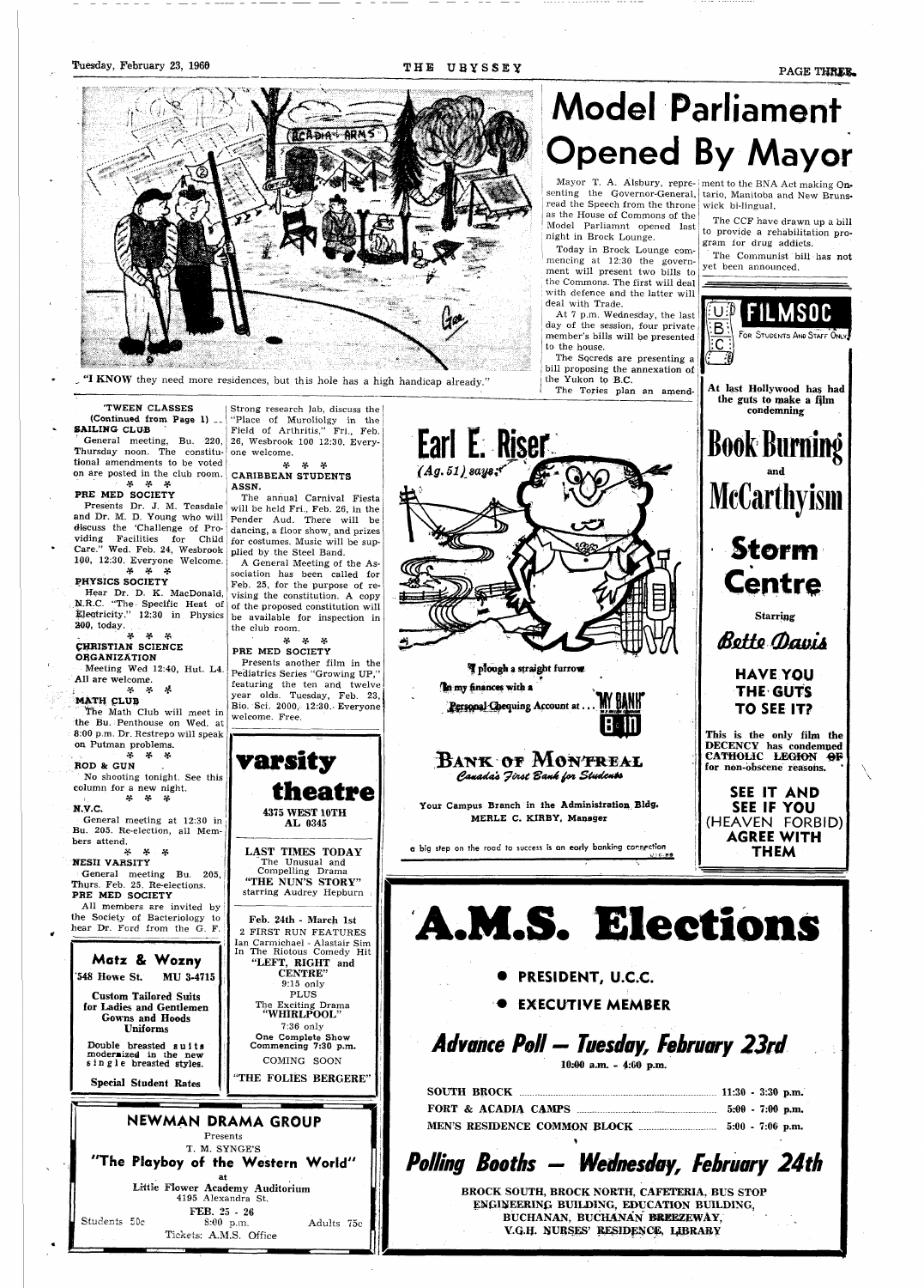"I KNOW they need more residences, but this hole has a high handicap already."

# Model Parliament Opened By Mayor

Mayor T. A. Alsbury, representing the Governor-General, read the Speech from the throne as the House of Commons of the Model Parliamnt opened last night in Brock Lounge.

Today in Brock Lounge commencing at 12:30 the government will present two bills to the Commons. The first will deal with defence and the latter will deal with Trade.

At 7 p.m. Wednesday, the last day of the session, four private member's bills will be presented to the house.

The Socreds are presenting a bill proposing the annexation of the Yukon to B.C.

The Tories plan an amendment to the BNA Act making Ontario, Manitoba and New Brunswick bi-lingual.

The CCF have drawn up a bill to provide a rehabilitation program for drug addicts.

The Communist bill has not yet been announced.

---

**U.B.C. FILMSOC** For Students And Staff Only

At last Hollywood has had the guts to make a film condemning

**Book Burning** and **McCarthyism**

**Storm Centre**

Starring

*Bette Davis*

**HAVE YOU THE GUTS TO SEE IT?**

This is the only film the DECENCY has condemned CATHOLIC LEGION OF for non-obscene reasons.

**SEE IT AND SEE IF YOU (HEAVEN FORBID) AGREE WITH THEM**

---

## 'TWEEN CLASSES

(Continued from Page 1)

**SAILING CLUB**

General meeting, Bu. 220, Thursday noon. The constitutional amendments to be voted on are posted in the club room.

\* \* \*

**PRE MED SOCIETY**

Presents Dr. J. M. Teasdale and Dr. M. D. Young who will discuss the 'Challenge of Providing Facilities for Child Care." Wed. Feb. 24, Wesbrook 100, 12:30. Everyone Welcome.

\* \* \*

**PHYSICS SOCIETY**

Hear Dr. D. K. MacDonald, N.R.C. "The Specific Heat of Electricity." 12:30 in Physics 200, today.

\* \* \*

**CHRISTIAN SCIENCE ORGANIZATION**

Meeting Wed 12:40, Hut. L4. All are welcome.

\* \* \*

**MATH CLUB**

The Math Club will meet in the Bu. Penthouse on Wed. at 8:00 p.m. Dr. Restrepo will speak on Putman problems.

\* \* \*

**ROD & GUN**

No shooting tonight. See this column for a new night.

\* \* \*

**N.V.C.**

General meeting at 12:30 in Bu. 205. Re-election, all Members attend.

\* \* \*

**NESII VARSITY**

General meeting Bu. 205, Thurs. Feb. 25. Re-elections.

**PRE MED SOCIETY**

All members are invited by the Society of Bacteriology to hear Dr. Ford from the G. F. Strong research lab, discuss the "Place of Murollolgy in the Field of Arthritis." Fri., Feb. 26, Wesbrook 100 12:30. Everyone welcome.

\* \* \*

**CARIBBEAN STUDENTS ASSN.**

The annual Carnival Fiesta will be held Fri., Feb. 26, in the Pender Aud. There will be dancing, a floor show, and prizes for costumes. Music will be supplied by the Steel Band.

A General Meeting of the Association has been called for Feb. 25, for the purpose of revising the constitution. A copy of the proposed constitution will be available for inspection in the club room.

\* \* \*

**PRE MED SOCIETY**

Presents another film in the Pediatrics Series "Growing UP," featuring the ten and twelve year olds. Tuesday, Feb. 23, Bio. Sci. 2000, 12:30. Everyone welcome. Free.

---

**Matz & Wozny**

548 Howe St. MU 3-4715

Custom Tailored Suits for Ladies and Gentlemen
Gowns and Hoods
Uniforms

Double breasted suits modernized in the new single breasted styles.

Special Student Rates

---

**varsity theatre**

4375 WEST 10TH
AL 0345

LAST TIMES TODAY
The Unusual and Compelling Drama
**"THE NUN'S STORY"**
starring Audrey Hepburn

Feb. 24th - March 1st
2 FIRST RUN FEATURES
Ian Carmichael - Alastair Sim
In The Riotous Comedy Hit
**"LEFT, RIGHT and CENTRE"**
9:15 only
PLUS
The Exciting Drama
**"WHIRLPOOL"**
7:36 only
One Complete Show Commencing 7:30 p.m.

COMING SOON
"THE FOLIES BERGERE"

---

**Earl E. Riser** (Ag. 51) says:

I plough a straight furrow in my finances with a Personal Chequing Account at... "MY BANK"

**BANK OF MONTREAL**
*Canada's First Bank for Students*

Your Campus Branch in the Administration Bldg.
MERLE C. KIRBY, Manager

a big step on the road to success is an early banking connection

---

**NEWMAN DRAMA GROUP**
Presents
T. M. SYNGE'S
**"The Playboy of the Western World"**
at
Little Flower Academy Auditorium
4195 Alexandra St.
FEB. 25 - 26
Students 50c  8:00 p.m.  Adults 75c
Tickets: A.M.S. Office

---

# A.M.S. Elections

- **PRESIDENT, U.C.C.**
- **EXECUTIVE MEMBER**

## *Advance Poll — Tuesday, February 23rd*

10:00 a.m. - 4:00 p.m.

| | |
|---|---|
| SOUTH BROCK | 11:30 - 3:30 p.m. |
| FORT & ACADIA CAMPS | 5:00 - 7:00 p.m. |
| MEN'S RESIDENCE COMMON BLOCK | 5:00 - 7:00 p.m. |

## *Polling Booths — Wednesday, February 24th*

BROCK SOUTH, BROCK NORTH, CAFETERIA, BUS STOP
ENGINEERING BUILDING, EDUCATION BUILDING,
BUCHANAN, BUCHANAN BREEZEWAY,
V.G.H. NURSES' RESIDENCE, LIBRARY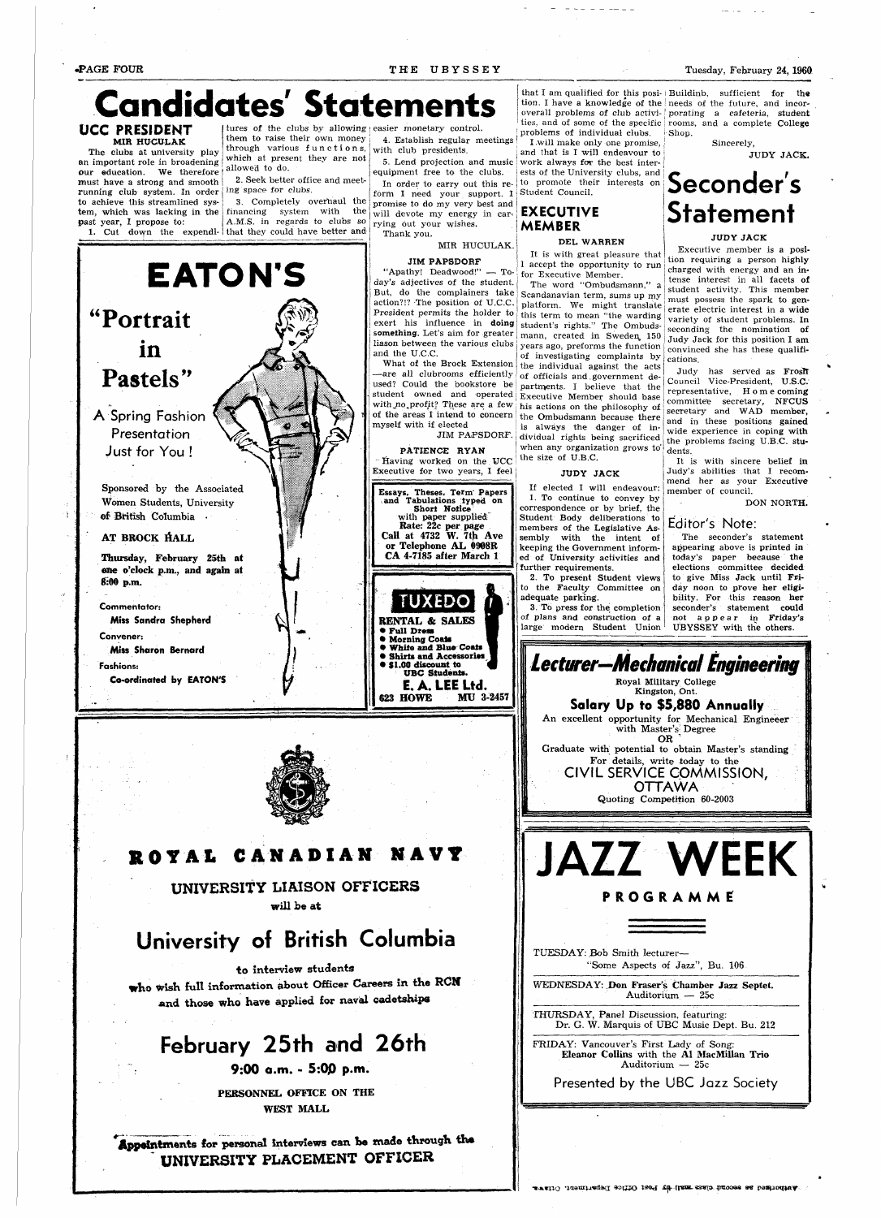# Candidates' Statements

## UCC PRESIDENT

**MIR HUCULAK**

The clubs at university play an important role in broadening our education. We therefore must have a strong and smooth running club system. In order to achieve this streamlined system, which was lacking in the past year, I propose to:

1. Cut down the expenditures of the clubs by allowing them to raise their own money through various functions, which at present they are not allowed to do.

2. Seek better office and meeting space for clubs.

3. Completely overhaul the financing system with the A.M.S. in regards to clubs so that they could have better and easier monetary control.

4. Establish regular meetings with club presidents.

5. Lend projection and music equipment free to the clubs.

In order to carry out this reform I need your support. I promise to do my very best and will devote my energy in carrying out your wishes.

Thank you.

MIR HUCULAK.

**JIM PAPSDORF**

"Apathy! Deadwood!" — Today's adjectives of the student. But, do the complainers take action?!? The position of U.C.C. President permits the holder to exert his influence in **doing something.** Let's aim for greater liason between the various clubs and the U.C.C.

What of the Brock Extension —are all clubrooms efficiently used? Could the bookstore be student owned and operated with no profit? These are a few of the areas I intend to concern myself with if elected

JIM PAPSDORF.

**PATIENCE RYAN**

Having worked on the UCC Executive for two years, I feel that I am qualified for this position. I have a knowledge of the overall problems of club activities, and of some of the specific problems of individual clubs.

I will make only one promise, and that is I will endeavour to work always for the best interests of the University clubs, and to promote their interests on Student Council.

## EXECUTIVE MEMBER

**DEL WARREN**

It is with great pleasure that I accept the opportunity to run for Executive Member.

The word "Ombudsmann," a Scandanavian term, sums up my platform. We might translate this term to mean "the warding student's rights." The Ombudsmann, created in Sweden, 150 years ago, preforms the function of investigating complaints by the individual against the acts of officials and government departments. I believe that the Executive Member should base his actions on the philosophy of the Ombudsmann because there is always the danger of individual rights being sacrificed when any organization grows to the size of U.B.C.

**JUDY JACK**

If elected I will endeavour:

1. To continue to convey by correspondence or by brief, the Student Body deliberations to members of the Legislative Assembly with the intent of keeping the Government informed of University activities and further requirements.

2. To present Student views to the Faculty Committee on adequate parking.

3. To press for the completion of plans and construction of a large modern Student Union Buildinb, sufficient for the needs of the future, and incorporating a cafeteria, student rooms, and a complete College Shop.

Sincerely,

JUDY JACK.

# Seconder's Statement

**JUDY JACK**

Executive member is a position requiring a person highly charged with energy and an intense interest in all facets of student activity. This member must possess the spark to generate electric interest in a wide variety of student problems. In seconding the nomination of Judy Jack for this position I am convinced she has these qualifications.

Judy has served as Frosh Council Vice-President, U.S.C. representative, Homecoming committee secretary, NFCUS secretary and WAD member, and in these positions gained wide experience in coping with the problems facing U.B.C. students.

It is with sincere belief in Judy's abilities that I recommend her as your Executive member of council.

DON NORTH.

### Editor's Note:

The seconder's statement appearing above is printed in today's paper because the elections committee decided to give Miss Jack until Friday noon to prove her eligibility. For this reason her seconder's statement could not appear in Friday's UBYSSEY with the others.

---

# EATON'S

## "Portrait in Pastels"

A Spring Fashion Presentation Just for You!

Sponsored by the Associated Women Students, University of British Columbia

**AT BROCK HALL**

**Thursday, February 25th at one o'clock p.m., and again at 8:00 p.m.**

**Commentator:** Miss Sandra Shepherd

**Convener:** Miss Sharon Bernard

**Fashions:** Co-ordinated by EATON'S

---

**Essays, Theses, Term Papers and Tabulations typed on Short Notice**
with paper supplied
Rate: 22c per page
Call at 4732 W. 7th Ave
or Telephone AL 0908R
CA 4-7185 after March 1

---

**TUXEDO**

**RENTAL & SALES**

- Full Dress
- Morning Coats
- White and Blue Coats
- Shirts and Accessories
- $1.00 discount to UBC Students.

**E. A. LEE Ltd.**
623 HOWE MU 3-2457

---

## *Lecturer—Mechanical Engineering*

Royal Military College
Kingston, Ont.

**Salary Up to $5,880 Annually**

An excellent opportunity for Mechanical Engineer with Master's Degree
OR
Graduate with potential to obtain Master's standing

For details, write today to the
CIVIL SERVICE COMMISSION, OTTAWA
Quoting Competition 60-2003

---

## ROYAL CANADIAN NAVY

**UNIVERSITY LIAISON OFFICERS**
will be at

## University of British Columbia

**to interview students who wish full information about Officer Careers in the RCN and those who have applied for naval cadetships**

## February 25th and 26th

**9:00 a.m. - 5:00 p.m.**

**PERSONNEL OFFICE ON THE WEST MALL**

**Appointments for personal interviews can be made through the UNIVERSITY PLACEMENT OFFICER**

---

# JAZZ WEEK

**PROGRAMME**

TUESDAY: Bob Smith lecturer— "Some Aspects of Jazz", Bu. 106

WEDNESDAY: **Don Fraser's Chamber Jazz Septet.** Auditorium — 25c

THURSDAY, Panel Discussion, featuring: Dr. G. W. Marquis of UBC Music Dept. Bu. 212

FRIDAY: Vancouver's First Lady of Song: **Eleanor Collins with the Al MacMillan Trio** Auditorium — 25c

Presented by the UBC Jazz Society